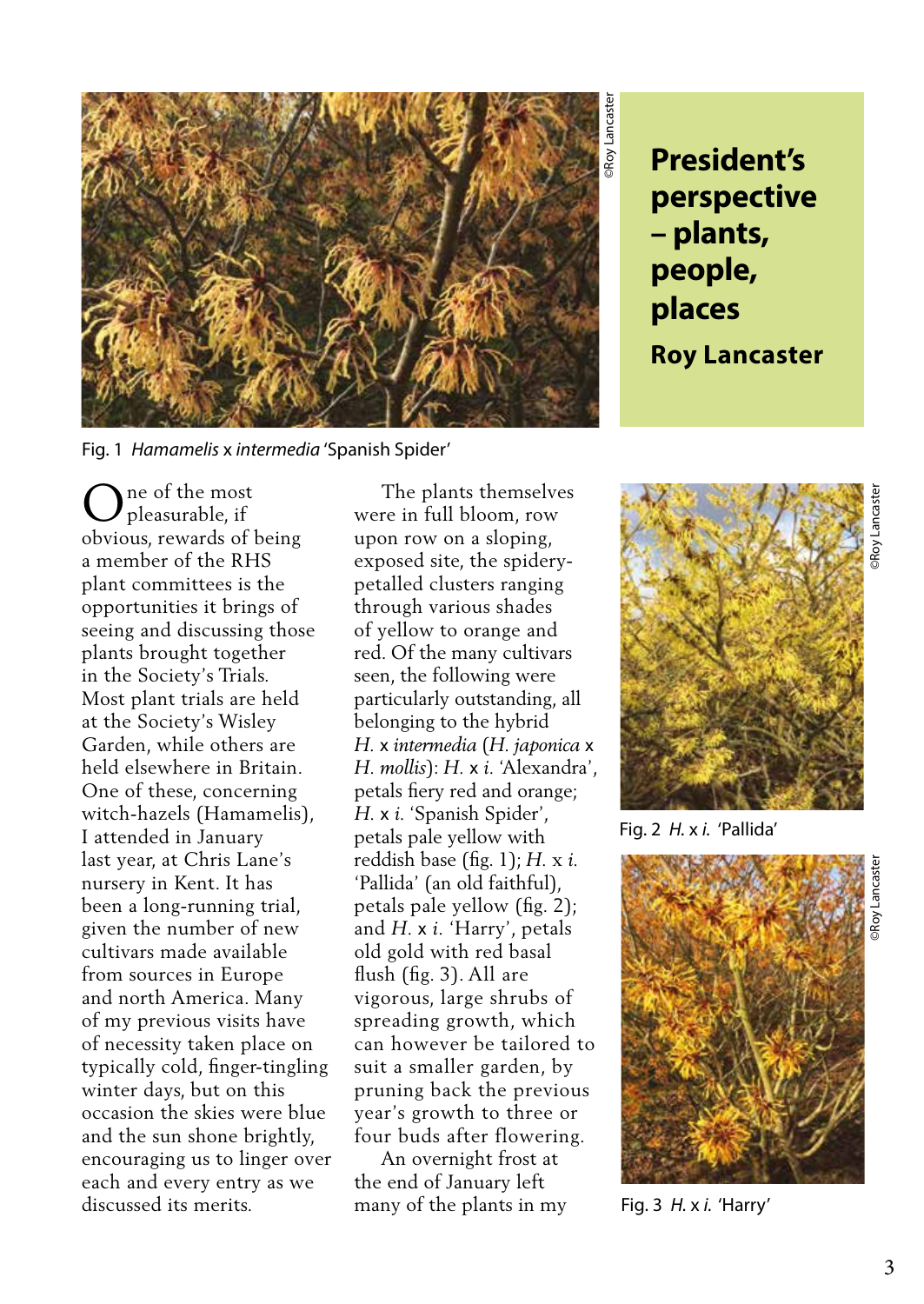# President's perspective – plants, people, places

**Roy Lancaster**

Fig. 1 *Hamamelis* x *intermedia* 'Spanish Spider'

One of the most pleasurable, if obvious, rewards of being a member of the RHS plant committees is the opportunities it brings of seeing and discussing those plants brought together in the Society's Trials. Most plant trials are held at the Society's Wisley Garden, while others are held elsewhere in Britain. One of these, concerning witch-hazels (Hamamelis), I attended in January last year, at Chris Lane's nursery in Kent. It has been a long-running trial, given the number of new cultivars made available from sources in Europe and north America. Many of my previous visits have of necessity taken place on typically cold, finger-tingling winter days, but on this occasion the skies were blue and the sun shone brightly, encouraging us to linger over each and every entry as we discussed its merits.

The plants themselves were in full bloom, row upon row on a sloping, exposed site, the spidery-petalled clusters ranging through various shades of yellow to orange and red. Of the many cultivars seen, the following were particularly outstanding, all belonging to the hybrid *H.* x *intermedia* (*H. japonica* x *H. mollis*): *H.* x *i.* 'Alexandra', petals fiery red and orange; *H.* x *i.* 'Spanish Spider', petals pale yellow with reddish base (fig. 1); *H.* x *i.* 'Pallida' (an old faithful), petals pale yellow (fig. 2); and *H.* x *i.* 'Harry', petals old gold with red basal flush (fig. 3). All are vigorous, large shrubs of spreading growth, which can however be tailored to suit a smaller garden, by pruning back the previous year's growth to three or four buds after flowering.

An overnight frost at the end of January left many of the plants in my

Fig. 2 *H.* x *i.* 'Pallida'

Fig. 3 *H.* x *i.* 'Harry'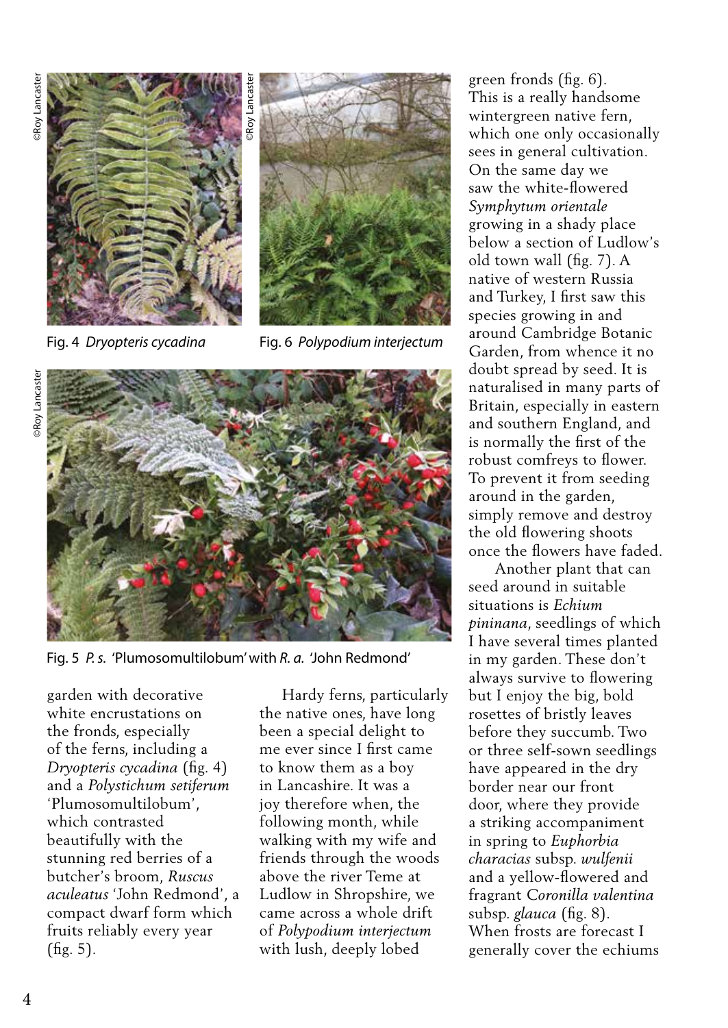Fig. 4 *Dryopteris cycadina*

Fig. 6 *Polypodium interjectum*

Fig. 5 *P. s.* 'Plumosomultilobum' with *R. a.* 'John Redmond'

garden with decorative white encrustations on the fronds, especially of the ferns, including a *Dryopteris cycadina* (fig. 4) and a *Polystichum setiferum* 'Plumosomultilobum', which contrasted beautifully with the stunning red berries of a butcher's broom, *Ruscus aculeatus* 'John Redmond', a compact dwarf form which fruits reliably every year (fig. 5).

Hardy ferns, particularly the native ones, have long been a special delight to me ever since I first came to know them as a boy in Lancashire. It was a joy therefore when, the following month, while walking with my wife and friends through the woods above the river Teme at Ludlow in Shropshire, we came across a whole drift of *Polypodium interjectum* with lush, deeply lobed green fronds (fig. 6). This is a really handsome wintergreen native fern, which one only occasionally sees in general cultivation. On the same day we saw the white-flowered *Symphytum orientale* growing in a shady place below a section of Ludlow's old town wall (fig. 7). A native of western Russia and Turkey, I first saw this species growing in and around Cambridge Botanic Garden, from whence it no doubt spread by seed. It is naturalised in many parts of Britain, especially in eastern and southern England, and is normally the first of the robust comfreys to flower. To prevent it from seeding around in the garden, simply remove and destroy the old flowering shoots once the flowers have faded.

Another plant that can seed around in suitable situations is *Echium pininana*, seedlings of which I have several times planted in my garden. These don't always survive to flowering but I enjoy the big, bold rosettes of bristly leaves before they succumb. Two or three self-sown seedlings have appeared in the dry border near our front door, where they provide a striking accompaniment in spring to *Euphorbia characias* subsp. *wulfenii* and a yellow-flowered and fragrant *Coronilla valentina* subsp. *glauca* (fig. 8). When frosts are forecast I generally cover the echiums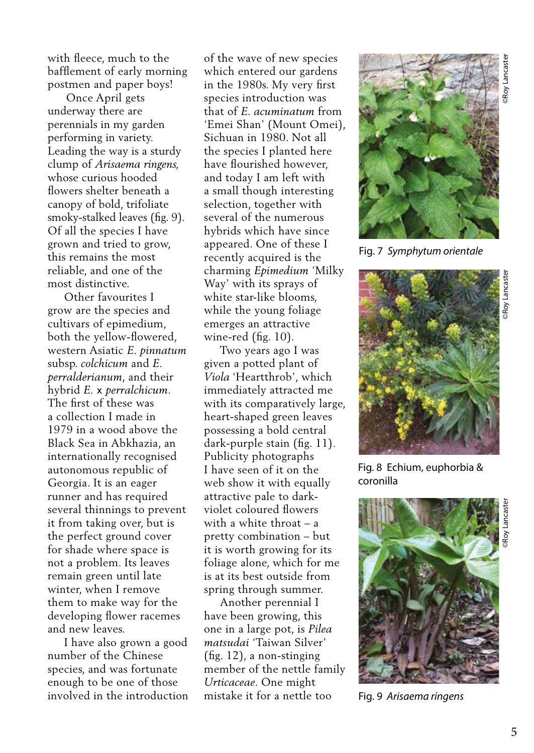with fleece, much to the bafflement of early morning postmen and paper boys!

Once April gets underway there are perennials in my garden performing in variety. Leading the way is a sturdy clump of *Arisaema ringens*, whose curious hooded flowers shelter beneath a canopy of bold, trifoliate smoky-stalked leaves (fig. 9). Of all the species I have grown and tried to grow, this remains the most reliable, and one of the most distinctive.

Other favourites I grow are the species and cultivars of epimedium, both the yellow-flowered, western Asiatic *E. pinnatum* subsp. *colchicum* and *E. perralderianum*, and their hybrid *E.* x *perralchicum*. The first of these was a collection I made in 1979 in a wood above the Black Sea in Abkhazia, an internationally recognised autonomous republic of Georgia. It is an eager runner and has required several thinnings to prevent it from taking over, but is the perfect ground cover for shade where space is not a problem. Its leaves remain green until late winter, when I remove them to make way for the developing flower racemes and new leaves.

I have also grown a good number of the Chinese species, and was fortunate enough to be one of those involved in the introduction of the wave of new species which entered our gardens in the 1980s. My very first species introduction was that of *E. acuminatum* from 'Emei Shan' (Mount Omei), Sichuan in 1980. Not all the species I planted here have flourished however, and today I am left with a small though interesting selection, together with several of the numerous hybrids which have since appeared. One of these I recently acquired is the charming *Epimedium* 'Milky Way' with its sprays of white star-like blooms, while the young foliage emerges an attractive wine-red (fig. 10).

Two years ago I was given a potted plant of *Viola* 'Heartthrob', which immediately attracted me with its comparatively large, heart-shaped green leaves possessing a bold central dark-purple stain (fig. 11). Publicity photographs I have seen of it on the web show it with equally attractive pale to dark-violet coloured flowers with a white throat – a pretty combination – but it is worth growing for its foliage alone, which for me is at its best outside from spring through summer.

Another perennial I have been growing, this one in a large pot, is *Pilea matsudai* 'Taiwan Silver' (fig. 12), a non-stinging member of the nettle family *Urticaceae*. One might mistake it for a nettle too

©Roy Lancaster

Fig. 7 *Symphytum orientale*

©Roy Lancaster

Fig. 8 Echium, euphorbia & coronilla

©Roy Lancaster

Fig. 9 *Arisaema ringens*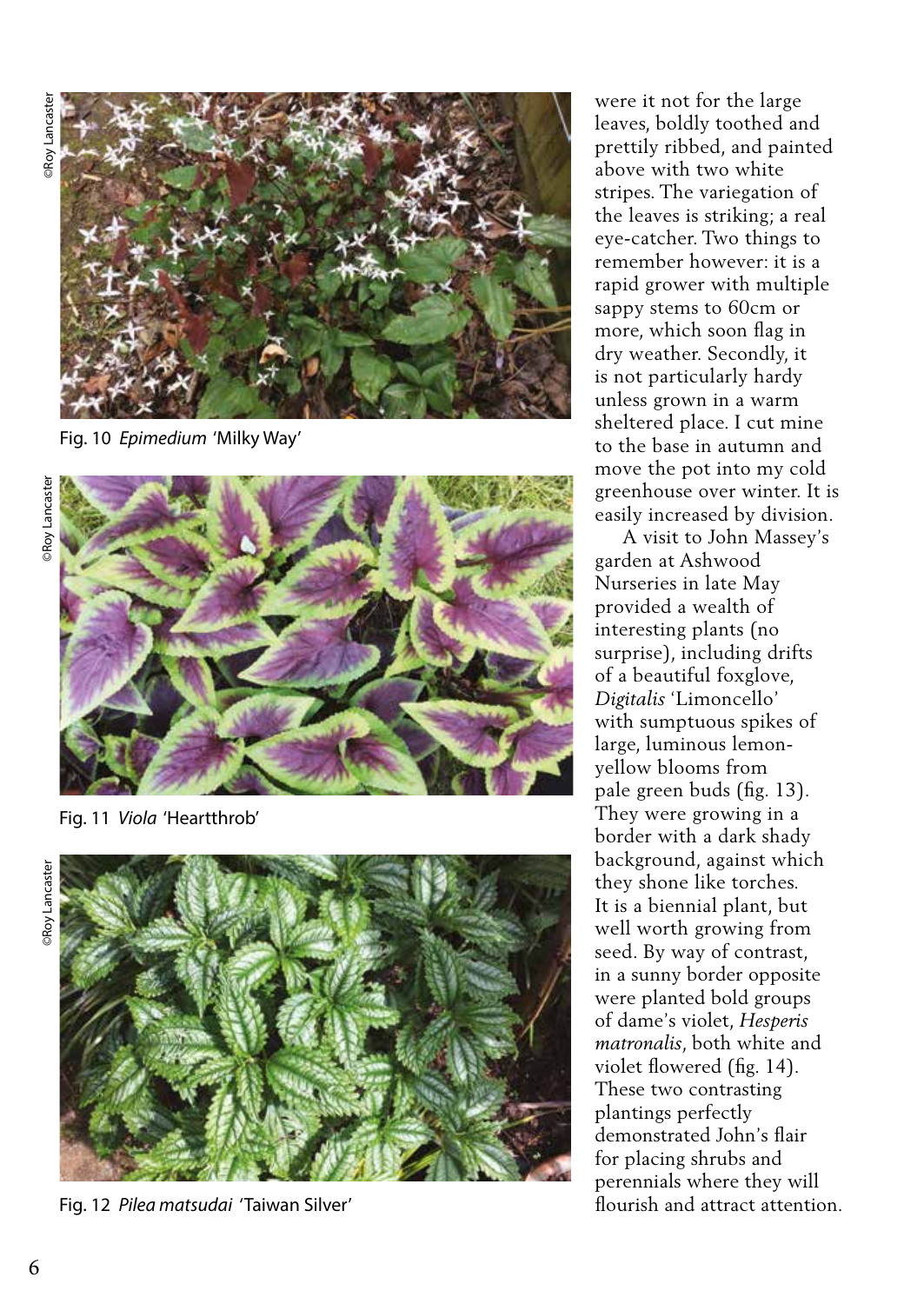Fig. 10 *Epimedium* 'Milky Way'

Fig. 11 *Viola* 'Heartthrob'

Fig. 12 *Pilea matsudai* 'Taiwan Silver'

were it not for the large leaves, boldly toothed and prettily ribbed, and painted above with two white stripes. The variegation of the leaves is striking; a real eye-catcher. Two things to remember however: it is a rapid grower with multiple sappy stems to 60cm or more, which soon flag in dry weather. Secondly, it is not particularly hardy unless grown in a warm sheltered place. I cut mine to the base in autumn and move the pot into my cold greenhouse over winter. It is easily increased by division.

A visit to John Massey's garden at Ashwood Nurseries in late May provided a wealth of interesting plants (no surprise), including drifts of a beautiful foxglove, *Digitalis* 'Limoncello' with sumptuous spikes of large, luminous lemon-yellow blooms from pale green buds (fig. 13). They were growing in a border with a dark shady background, against which they shone like torches. It is a biennial plant, but well worth growing from seed. By way of contrast, in a sunny border opposite were planted bold groups of dame's violet, *Hesperis matronalis*, both white and violet flowered (fig. 14). These two contrasting plantings perfectly demonstrated John's flair for placing shrubs and perennials where they will flourish and attract attention.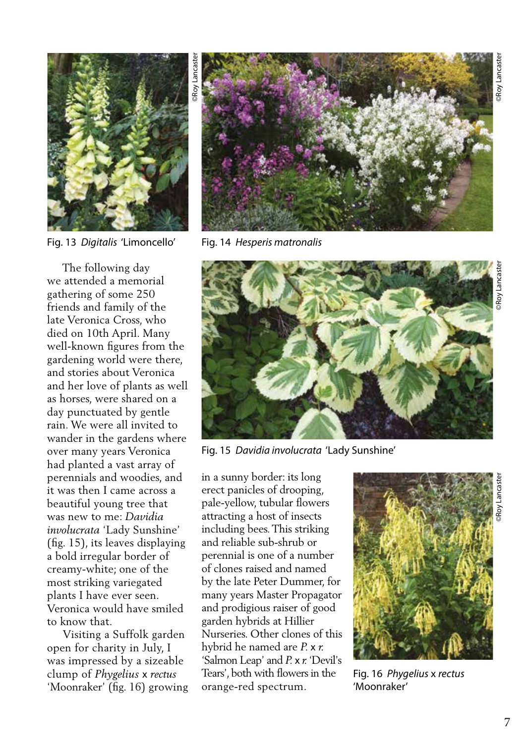Fig. 13 *Digitalis* 'Limoncello'

Fig. 14 *Hesperis matronalis*

The following day we attended a memorial gathering of some 250 friends and family of the late Veronica Cross, who died on 10th April. Many well-known figures from the gardening world were there, and stories about Veronica and her love of plants as well as horses, were shared on a day punctuated by gentle rain. We were all invited to wander in the gardens where over many years Veronica had planted a vast array of perennials and woodies, and it was then I came across a beautiful young tree that was new to me: *Davidia involucrata* 'Lady Sunshine' (fig. 15), its leaves displaying a bold irregular border of creamy-white; one of the most striking variegated plants I have ever seen. Veronica would have smiled to know that.

Fig. 15 *Davidia involucrata* 'Lady Sunshine'

Visiting a Suffolk garden open for charity in July, I was impressed by a sizeable clump of *Phygelius* x *rectus* 'Moonraker' (fig. 16) growing in a sunny border: its long erect panicles of drooping, pale-yellow, tubular flowers attracting a host of insects including bees. This striking and reliable sub-shrub or perennial is one of a number of clones raised and named by the late Peter Dummer, for many years Master Propagator and prodigious raiser of good garden hybrids at Hillier Nurseries. Other clones of this hybrid he named are *P.* x *r.* 'Salmon Leap' and *P.* x *r.* 'Devil's Tears', both with flowers in the orange-red spectrum.

Fig. 16 *Phygelius* x *rectus* 'Moonraker'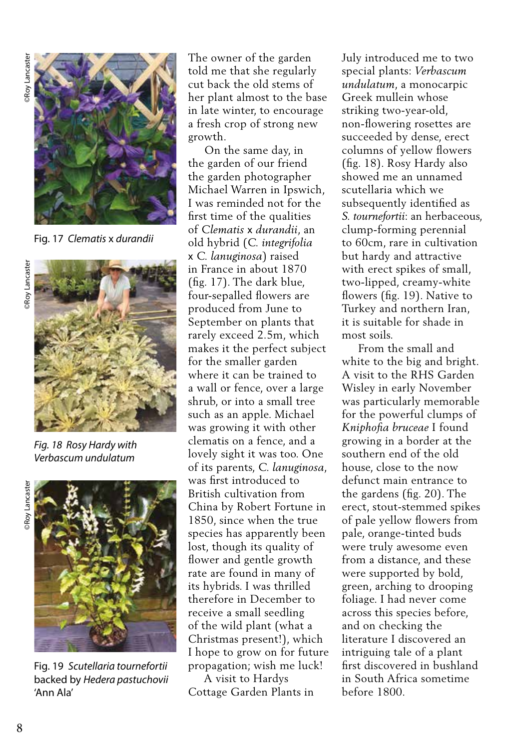Fig. 17 *Clematis* x *durandii*

Fig. 18 *Rosy Hardy with Verbascum undulatum*

Fig. 19 *Scutellaria tournefortii* backed by *Hedera pastuchovii* 'Ann Ala'

The owner of the garden told me that she regularly cut back the old stems of her plant almost to the base in late winter, to encourage a fresh crop of strong new growth.

On the same day, in the garden of our friend the garden photographer Michael Warren in Ipswich, I was reminded not for the first time of the qualities of *Clematis* x *durandii*, an old hybrid (*C. integrifolia* x *C. lanuginosa*) raised in France in about 1870 (fig. 17). The dark blue, four-sepalled flowers are produced from June to September on plants that rarely exceed 2.5m, which makes it the perfect subject for the smaller garden where it can be trained to a wall or fence, over a large shrub, or into a small tree such as an apple. Michael was growing it with other clematis on a fence, and a lovely sight it was too. One of its parents, *C. lanuginosa*, was first introduced to British cultivation from China by Robert Fortune in 1850, since when the true species has apparently been lost, though its quality of flower and gentle growth rate are found in many of its hybrids. I was thrilled therefore in December to receive a small seedling of the wild plant (what a Christmas present!), which I hope to grow on for future propagation; wish me luck!

A visit to Hardys Cottage Garden Plants in July introduced me to two special plants: *Verbascum undulatum*, a monocarpic Greek mullein whose striking two-year-old, non-flowering rosettes are succeeded by dense, erect columns of yellow flowers (fig. 18). Rosy Hardy also showed me an unnamed scutellaria which we subsequently identified as *S. tournefortii*: an herbaceous, clump-forming perennial to 60cm, rare in cultivation but hardy and attractive with erect spikes of small, two-lipped, creamy-white flowers (fig. 19). Native to Turkey and northern Iran, it is suitable for shade in most soils.

From the small and white to the big and bright. A visit to the RHS Garden Wisley in early November was particularly memorable for the powerful clumps of *Kniphofia bruceae* I found growing in a border at the southern end of the old house, close to the now defunct main entrance to the gardens (fig. 20). The erect, stout-stemmed spikes of pale yellow flowers from pale, orange-tinted buds were truly awesome even from a distance, and these were supported by bold, green, arching to drooping foliage. I had never come across this species before, and on checking the literature I discovered an intriguing tale of a plant first discovered in bushland in South Africa sometime before 1800.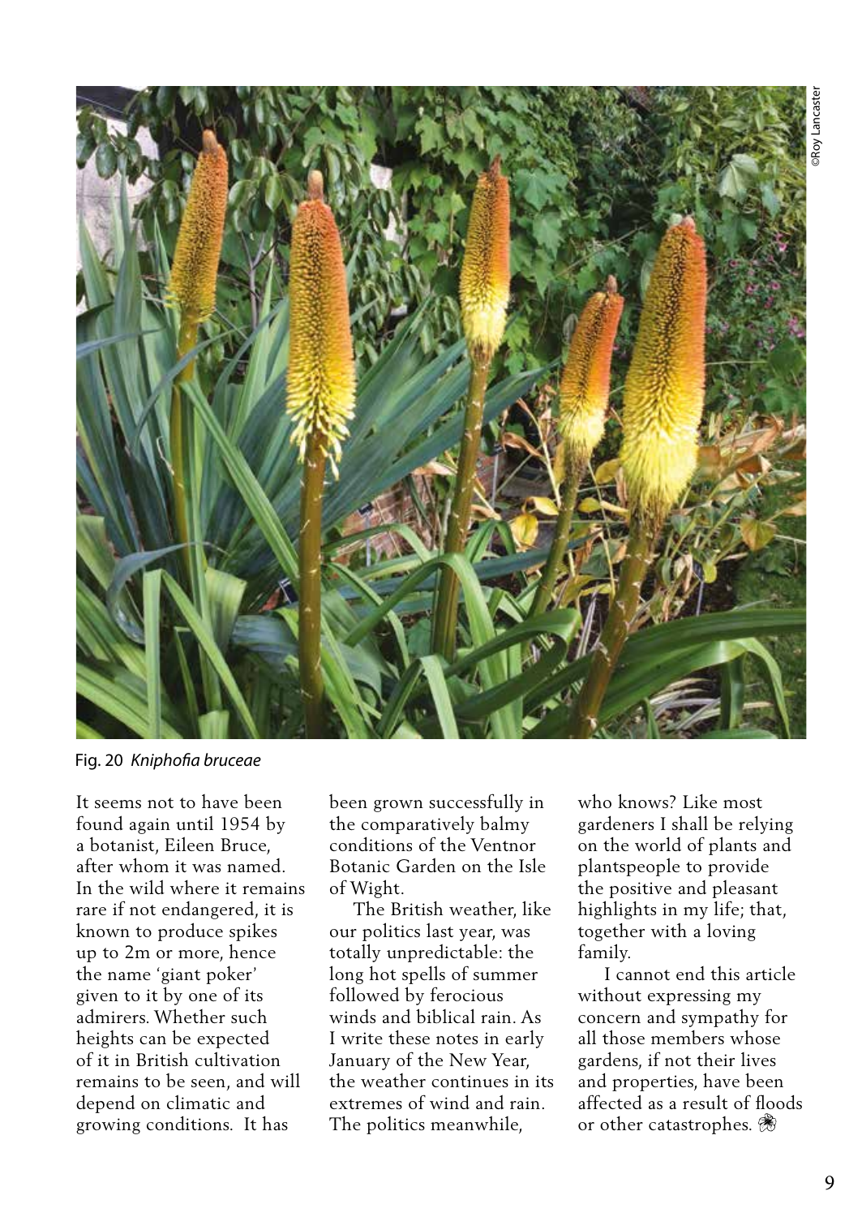Fig. 20 *Kniphofia bruceae*

©Roy Lancaster

It seems not to have been found again until 1954 by a botanist, Eileen Bruce, after whom it was named. In the wild where it remains rare if not endangered, it is known to produce spikes up to 2m or more, hence the name 'giant poker' given to it by one of its admirers. Whether such heights can be expected of it in British cultivation remains to be seen, and will depend on climatic and growing conditions. It has been grown successfully in the comparatively balmy conditions of the Ventnor Botanic Garden on the Isle of Wight.

The British weather, like our politics last year, was totally unpredictable: the long hot spells of summer followed by ferocious winds and biblical rain. As I write these notes in early January of the New Year, the weather continues in its extremes of wind and rain. The politics meanwhile, who knows? Like most gardeners I shall be relying on the world of plants and plantspeople to provide the positive and pleasant highlights in my life; that, together with a loving family.

I cannot end this article without expressing my concern and sympathy for all those members whose gardens, if not their lives and properties, have been affected as a result of floods or other catastrophes.